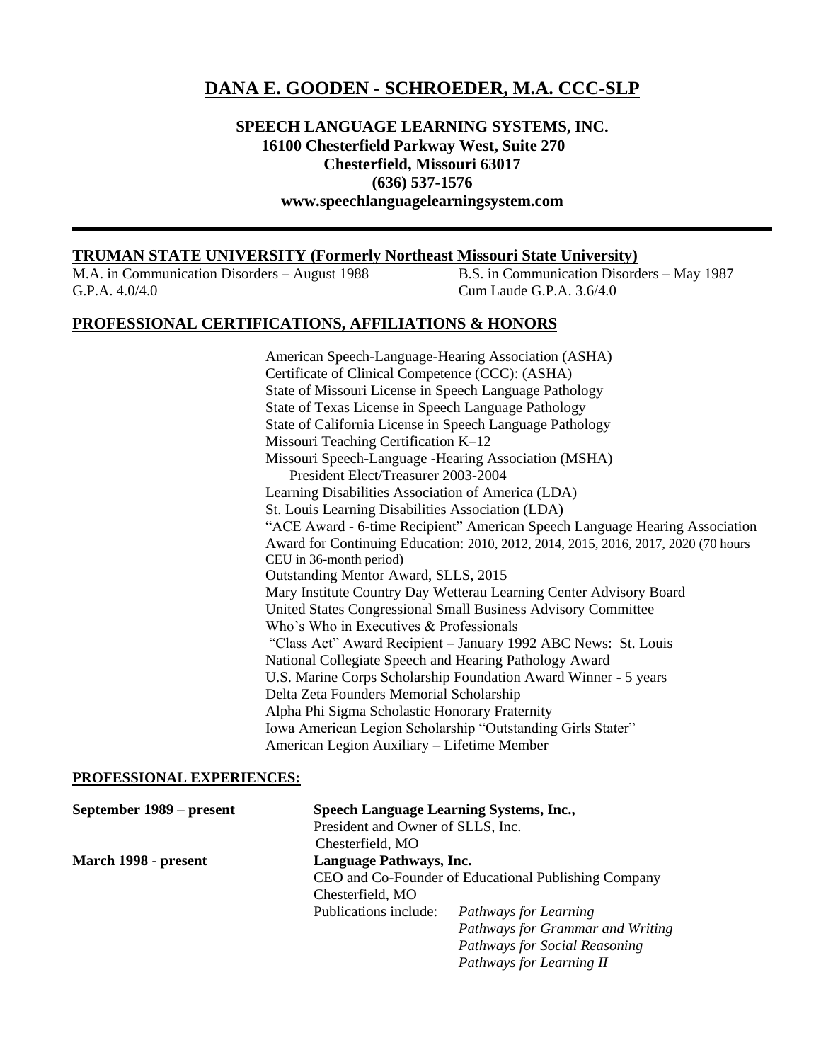# DANA E. GOODEN - SCHROEDER, M.A. CCC-SLP

**SPEECH LANGUAGE LEARNING SYSTEMS, INC.**
**16100 Chesterfield Parkway West, Suite 270**
**Chesterfield, Missouri 63017**
**(636) 537-1576**
**www.speechlanguagelearningsystem.com**

---

## TRUMAN STATE UNIVERSITY (Formerly Northeast Missouri State University)

M.A. in Communication Disorders – August 1988
G.P.A. 4.0/4.0

B.S. in Communication Disorders – May 1987
Cum Laude G.P.A. 3.6/4.0

## PROFESSIONAL CERTIFICATIONS, AFFILIATIONS & HONORS

American Speech-Language-Hearing Association (ASHA)
Certificate of Clinical Competence (CCC): (ASHA)
State of Missouri License in Speech Language Pathology
State of Texas License in Speech Language Pathology
State of California License in Speech Language Pathology
Missouri Teaching Certification K–12
Missouri Speech-Language -Hearing Association (MSHA)
President Elect/Treasurer 2003-2004
Learning Disabilities Association of America (LDA)
St. Louis Learning Disabilities Association (LDA)
"ACE Award - 6-time Recipient" American Speech Language Hearing Association
Award for Continuing Education: 2010, 2012, 2014, 2015, 2016, 2017, 2020 (70 hours CEU in 36-month period)
Outstanding Mentor Award, SLLS, 2015
Mary Institute Country Day Wetterau Learning Center Advisory Board
United States Congressional Small Business Advisory Committee
Who's Who in Executives & Professionals
"Class Act" Award Recipient – January 1992 ABC News: St. Louis
National Collegiate Speech and Hearing Pathology Award
U.S. Marine Corps Scholarship Foundation Award Winner - 5 years
Delta Zeta Founders Memorial Scholarship
Alpha Phi Sigma Scholastic Honorary Fraternity
Iowa American Legion Scholarship "Outstanding Girls Stater"
American Legion Auxiliary – Lifetime Member

### PROFESSIONAL EXPERIENCES:

**September 1989 – present**
**Speech Language Learning Systems, Inc.,**
President and Owner of SLLS, Inc.
Chesterfield, MO

**March 1998 - present**
**Language Pathways, Inc.**
CEO and Co-Founder of Educational Publishing Company
Chesterfield, MO
Publications include:
*Pathways for Learning*
*Pathways for Grammar and Writing*
*Pathways for Social Reasoning*
*Pathways for Learning II*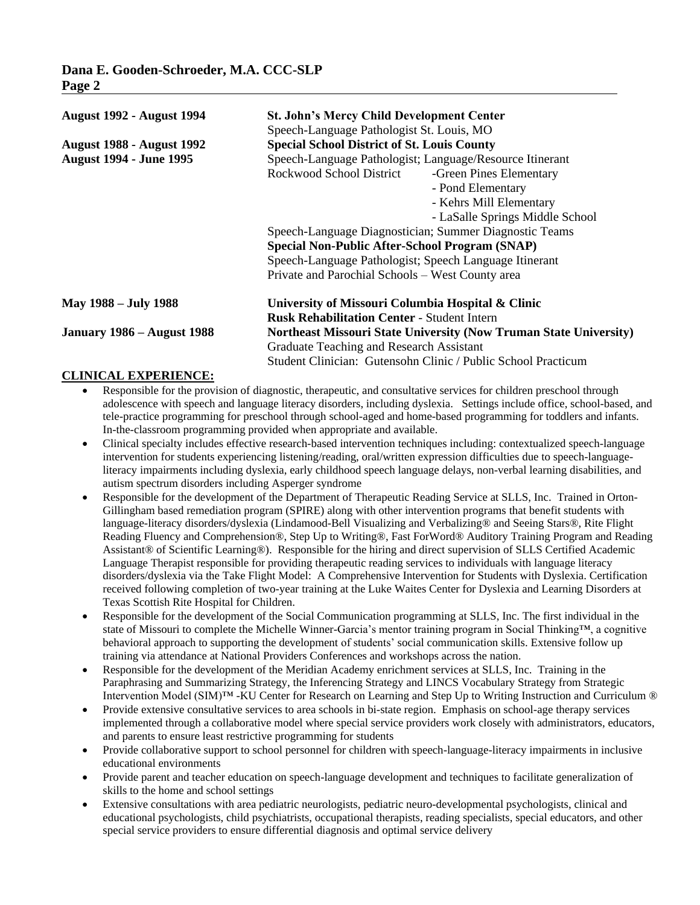**August 1992 - August 1994** — **St. John's Mercy Child Development Center**
Speech-Language Pathologist St. Louis, MO

**August 1988 - August 1992**
**August 1994 - June 1995** — **Special School District of St. Louis County**
Speech-Language Pathologist; Language/Resource Itinerant
Rockwood School District
- Green Pines Elementary
- Pond Elementary
- Kehrs Mill Elementary
- LaSalle Springs Middle School

Speech-Language Diagnostician; Summer Diagnostic Teams
**Special Non-Public After-School Program (SNAP)**
Speech-Language Pathologist; Speech Language Itinerant
Private and Parochial Schools – West County area

**May 1988 – July 1988** — **University of Missouri Columbia Hospital & Clinic**
**Rusk Rehabilitation Center** - Student Intern

**January 1986 – August 1988** — **Northeast Missouri State University (Now Truman State University)**
Graduate Teaching and Research Assistant
Student Clinician: Gutensohn Clinic / Public School Practicum

## CLINICAL EXPERIENCE:

- Responsible for the provision of diagnostic, therapeutic, and consultative services for children preschool through adolescence with speech and language literacy disorders, including dyslexia. Settings include office, school-based, and tele-practice programming for preschool through school-aged and home-based programming for toddlers and infants. In-the-classroom programming provided when appropriate and available.
- Clinical specialty includes effective research-based intervention techniques including: contextualized speech-language intervention for students experiencing listening/reading, oral/written expression difficulties due to speech-language-literacy impairments including dyslexia, early childhood speech language delays, non-verbal learning disabilities, and autism spectrum disorders including Asperger syndrome
- Responsible for the development of the Department of Therapeutic Reading Service at SLLS, Inc. Trained in Orton-Gillingham based remediation program (SPIRE) along with other intervention programs that benefit students with language-literacy disorders/dyslexia (Lindamood-Bell Visualizing and Verbalizing® and Seeing Stars®, Rite Flight Reading Fluency and Comprehension®, Step Up to Writing®, Fast ForWord® Auditory Training Program and Reading Assistant® of Scientific Learning®). Responsible for the hiring and direct supervision of SLLS Certified Academic Language Therapist responsible for providing therapeutic reading services to individuals with language literacy disorders/dyslexia via the Take Flight Model: A Comprehensive Intervention for Students with Dyslexia. Certification received following completion of two-year training at the Luke Waites Center for Dyslexia and Learning Disorders at Texas Scottish Rite Hospital for Children.
- Responsible for the development of the Social Communication programming at SLLS, Inc. The first individual in the state of Missouri to complete the Michelle Winner-Garcia's mentor training program in Social Thinking™, a cognitive behavioral approach to supporting the development of students' social communication skills. Extensive follow up training via attendance at National Providers Conferences and workshops across the nation.
- Responsible for the development of the Meridian Academy enrichment services at SLLS, Inc. Training in the Paraphrasing and Summarizing Strategy, the Inferencing Strategy and LINCS Vocabulary Strategy from Strategic Intervention Model (SIM)™ -KU Center for Research on Learning and Step Up to Writing Instruction and Curriculum ®
- Provide extensive consultative services to area schools in bi-state region. Emphasis on school-age therapy services implemented through a collaborative model where special service providers work closely with administrators, educators, and parents to ensure least restrictive programming for students
- Provide collaborative support to school personnel for children with speech-language-literacy impairments in inclusive educational environments
- Provide parent and teacher education on speech-language development and techniques to facilitate generalization of skills to the home and school settings
- Extensive consultations with area pediatric neurologists, pediatric neuro-developmental psychologists, clinical and educational psychologists, child psychiatrists, occupational therapists, reading specialists, special educators, and other special service providers to ensure differential diagnosis and optimal service delivery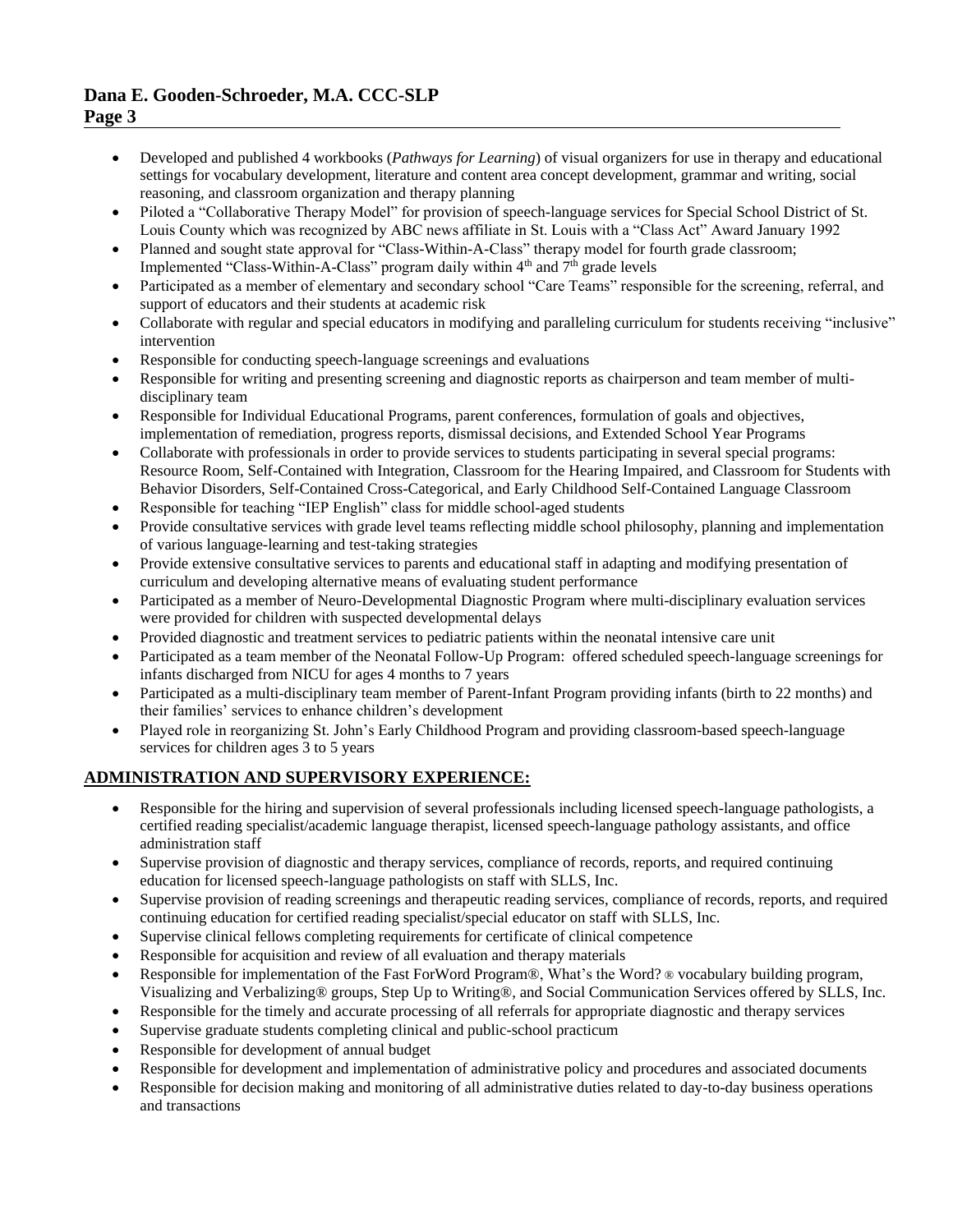- Developed and published 4 workbooks (*Pathways for Learning*) of visual organizers for use in therapy and educational settings for vocabulary development, literature and content area concept development, grammar and writing, social reasoning, and classroom organization and therapy planning
- Piloted a "Collaborative Therapy Model" for provision of speech-language services for Special School District of St. Louis County which was recognized by ABC news affiliate in St. Louis with a "Class Act" Award January 1992
- Planned and sought state approval for "Class-Within-A-Class" therapy model for fourth grade classroom; Implemented "Class-Within-A-Class" program daily within 4th and 7th grade levels
- Participated as a member of elementary and secondary school "Care Teams" responsible for the screening, referral, and support of educators and their students at academic risk
- Collaborate with regular and special educators in modifying and paralleling curriculum for students receiving "inclusive" intervention
- Responsible for conducting speech-language screenings and evaluations
- Responsible for writing and presenting screening and diagnostic reports as chairperson and team member of multi-disciplinary team
- Responsible for Individual Educational Programs, parent conferences, formulation of goals and objectives, implementation of remediation, progress reports, dismissal decisions, and Extended School Year Programs
- Collaborate with professionals in order to provide services to students participating in several special programs: Resource Room, Self-Contained with Integration, Classroom for the Hearing Impaired, and Classroom for Students with Behavior Disorders, Self-Contained Cross-Categorical, and Early Childhood Self-Contained Language Classroom
- Responsible for teaching "IEP English" class for middle school-aged students
- Provide consultative services with grade level teams reflecting middle school philosophy, planning and implementation of various language-learning and test-taking strategies
- Provide extensive consultative services to parents and educational staff in adapting and modifying presentation of curriculum and developing alternative means of evaluating student performance
- Participated as a member of Neuro-Developmental Diagnostic Program where multi-disciplinary evaluation services were provided for children with suspected developmental delays
- Provided diagnostic and treatment services to pediatric patients within the neonatal intensive care unit
- Participated as a team member of the Neonatal Follow-Up Program: offered scheduled speech-language screenings for infants discharged from NICU for ages 4 months to 7 years
- Participated as a multi-disciplinary team member of Parent-Infant Program providing infants (birth to 22 months) and their families' services to enhance children's development
- Played role in reorganizing St. John's Early Childhood Program and providing classroom-based speech-language services for children ages 3 to 5 years

## ADMINISTRATION AND SUPERVISORY EXPERIENCE:

- Responsible for the hiring and supervision of several professionals including licensed speech-language pathologists, a certified reading specialist/academic language therapist, licensed speech-language pathology assistants, and office administration staff
- Supervise provision of diagnostic and therapy services, compliance of records, reports, and required continuing education for licensed speech-language pathologists on staff with SLLS, Inc.
- Supervise provision of reading screenings and therapeutic reading services, compliance of records, reports, and required continuing education for certified reading specialist/special educator on staff with SLLS, Inc.
- Supervise clinical fellows completing requirements for certificate of clinical competence
- Responsible for acquisition and review of all evaluation and therapy materials
- Responsible for implementation of the Fast ForWord Program®, What's the Word? ® vocabulary building program, Visualizing and Verbalizing® groups, Step Up to Writing®, and Social Communication Services offered by SLLS, Inc.
- Responsible for the timely and accurate processing of all referrals for appropriate diagnostic and therapy services
- Supervise graduate students completing clinical and public-school practicum
- Responsible for development of annual budget
- Responsible for development and implementation of administrative policy and procedures and associated documents
- Responsible for decision making and monitoring of all administrative duties related to day-to-day business operations and transactions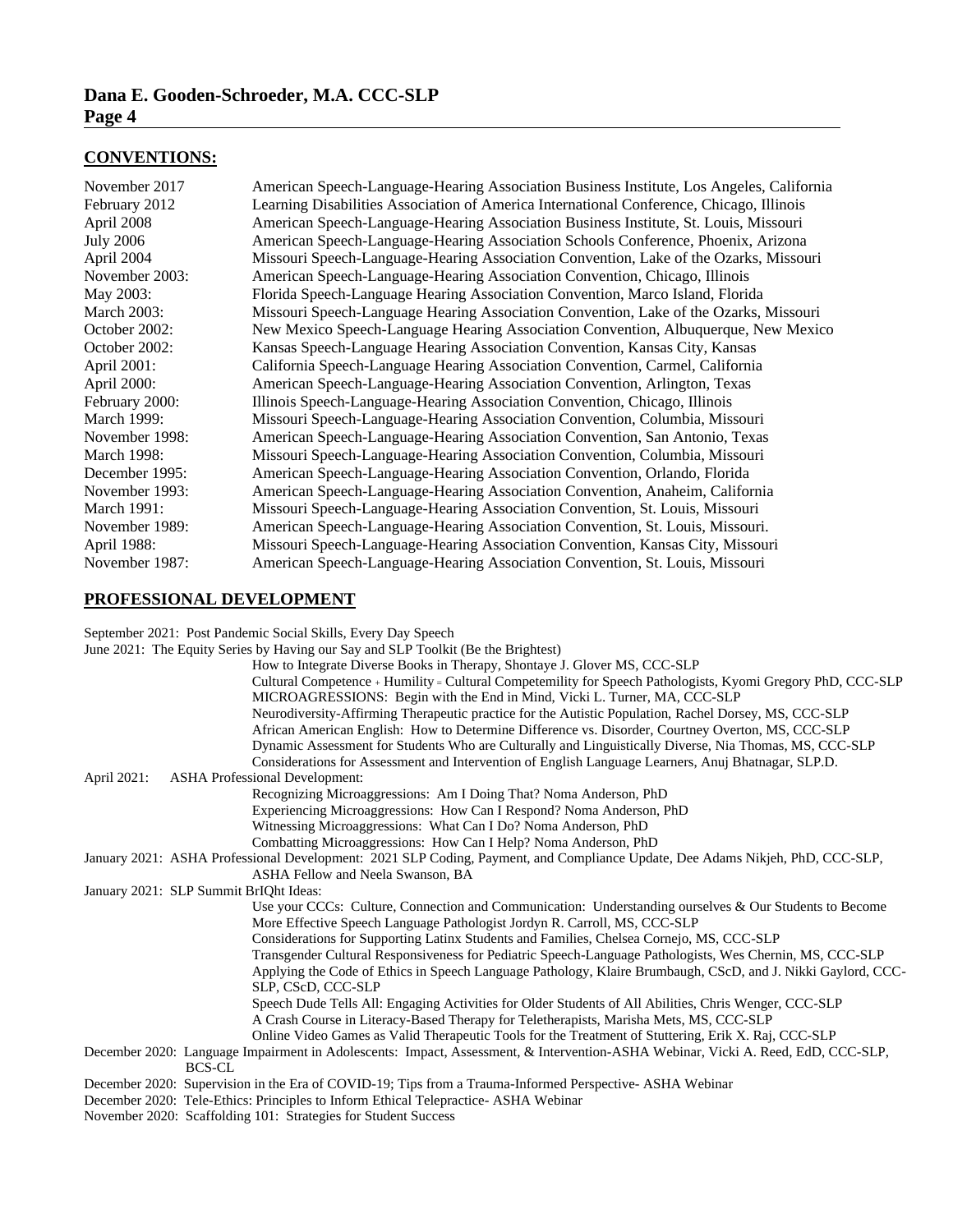## CONVENTIONS:

| | |
|---|---|
| November 2017 | American Speech-Language-Hearing Association Business Institute, Los Angeles, California |
| February 2012 | Learning Disabilities Association of America International Conference, Chicago, Illinois |
| April 2008 | American Speech-Language-Hearing Association Business Institute, St. Louis, Missouri |
| July 2006 | American Speech-Language-Hearing Association Schools Conference, Phoenix, Arizona |
| April 2004 | Missouri Speech-Language-Hearing Association Convention, Lake of the Ozarks, Missouri |
| November 2003: | American Speech-Language-Hearing Association Convention, Chicago, Illinois |
| May 2003: | Florida Speech-Language Hearing Association Convention, Marco Island, Florida |
| March 2003: | Missouri Speech-Language Hearing Association Convention, Lake of the Ozarks, Missouri |
| October 2002: | New Mexico Speech-Language Hearing Association Convention, Albuquerque, New Mexico |
| October 2002: | Kansas Speech-Language Hearing Association Convention, Kansas City, Kansas |
| April 2001: | California Speech-Language Hearing Association Convention, Carmel, California |
| April 2000: | American Speech-Language-Hearing Association Convention, Arlington, Texas |
| February 2000: | Illinois Speech-Language-Hearing Association Convention, Chicago, Illinois |
| March 1999: | Missouri Speech-Language-Hearing Association Convention, Columbia, Missouri |
| November 1998: | American Speech-Language-Hearing Association Convention, San Antonio, Texas |
| March 1998: | Missouri Speech-Language-Hearing Association Convention, Columbia, Missouri |
| December 1995: | American Speech-Language-Hearing Association Convention, Orlando, Florida |
| November 1993: | American Speech-Language-Hearing Association Convention, Anaheim, California |
| March 1991: | Missouri Speech-Language-Hearing Association Convention, St. Louis, Missouri |
| November 1989: | American Speech-Language-Hearing Association Convention, St. Louis, Missouri. |
| April 1988: | Missouri Speech-Language-Hearing Association Convention, Kansas City, Missouri |
| November 1987: | American Speech-Language-Hearing Association Convention, St. Louis, Missouri |

## PROFESSIONAL DEVELOPMENT

September 2021: Post Pandemic Social Skills, Every Day Speech

June 2021: The Equity Series by Having our Say and SLP Toolkit (Be the Brightest)
- How to Integrate Diverse Books in Therapy, Shontaye J. Glover MS, CCC-SLP
- Cultural Competence + Humility = Cultural Competemility for Speech Pathologists, Kyomi Gregory PhD, CCC-SLP
- MICROAGRESSIONS: Begin with the End in Mind, Vicki L. Turner, MA, CCC-SLP
- Neurodiversity-Affirming Therapeutic practice for the Autistic Population, Rachel Dorsey, MS, CCC-SLP
- African American English: How to Determine Difference vs. Disorder, Courtney Overton, MS, CCC-SLP
- Dynamic Assessment for Students Who are Culturally and Linguistically Diverse, Nia Thomas, MS, CCC-SLP
- Considerations for Assessment and Intervention of English Language Learners, Anuj Bhatnagar, SLP.D.

April 2021: ASHA Professional Development:
- Recognizing Microaggressions: Am I Doing That? Noma Anderson, PhD
- Experiencing Microaggressions: How Can I Respond? Noma Anderson, PhD
- Witnessing Microaggressions: What Can I Do? Noma Anderson, PhD
- Combatting Microaggressions: How Can I Help? Noma Anderson, PhD

January 2021: ASHA Professional Development: 2021 SLP Coding, Payment, and Compliance Update, Dee Adams Nikjeh, PhD, CCC-SLP, ASHA Fellow and Neela Swanson, BA

January 2021: SLP Summit BrIQht Ideas:
- Use your CCCs: Culture, Connection and Communication: Understanding ourselves & Our Students to Become More Effective Speech Language Pathologist Jordyn R. Carroll, MS, CCC-SLP
- Considerations for Supporting Latinx Students and Families, Chelsea Cornejo, MS, CCC-SLP
- Transgender Cultural Responsiveness for Pediatric Speech-Language Pathologists, Wes Chernin, MS, CCC-SLP
- Applying the Code of Ethics in Speech Language Pathology, Klaire Brumbaugh, CScD, and J. Nikki Gaylord, CCC-SLP, CScD, CCC-SLP
- Speech Dude Tells All: Engaging Activities for Older Students of All Abilities, Chris Wenger, CCC-SLP
- A Crash Course in Literacy-Based Therapy for Teletherapists, Marisha Mets, MS, CCC-SLP
- Online Video Games as Valid Therapeutic Tools for the Treatment of Stuttering, Erik X. Raj, CCC-SLP

December 2020: Language Impairment in Adolescents: Impact, Assessment, & Intervention-ASHA Webinar, Vicki A. Reed, EdD, CCC-SLP, BCS-CL

December 2020: Supervision in the Era of COVID-19; Tips from a Trauma-Informed Perspective- ASHA Webinar

December 2020: Tele-Ethics: Principles to Inform Ethical Telepractice- ASHA Webinar

November 2020: Scaffolding 101: Strategies for Student Success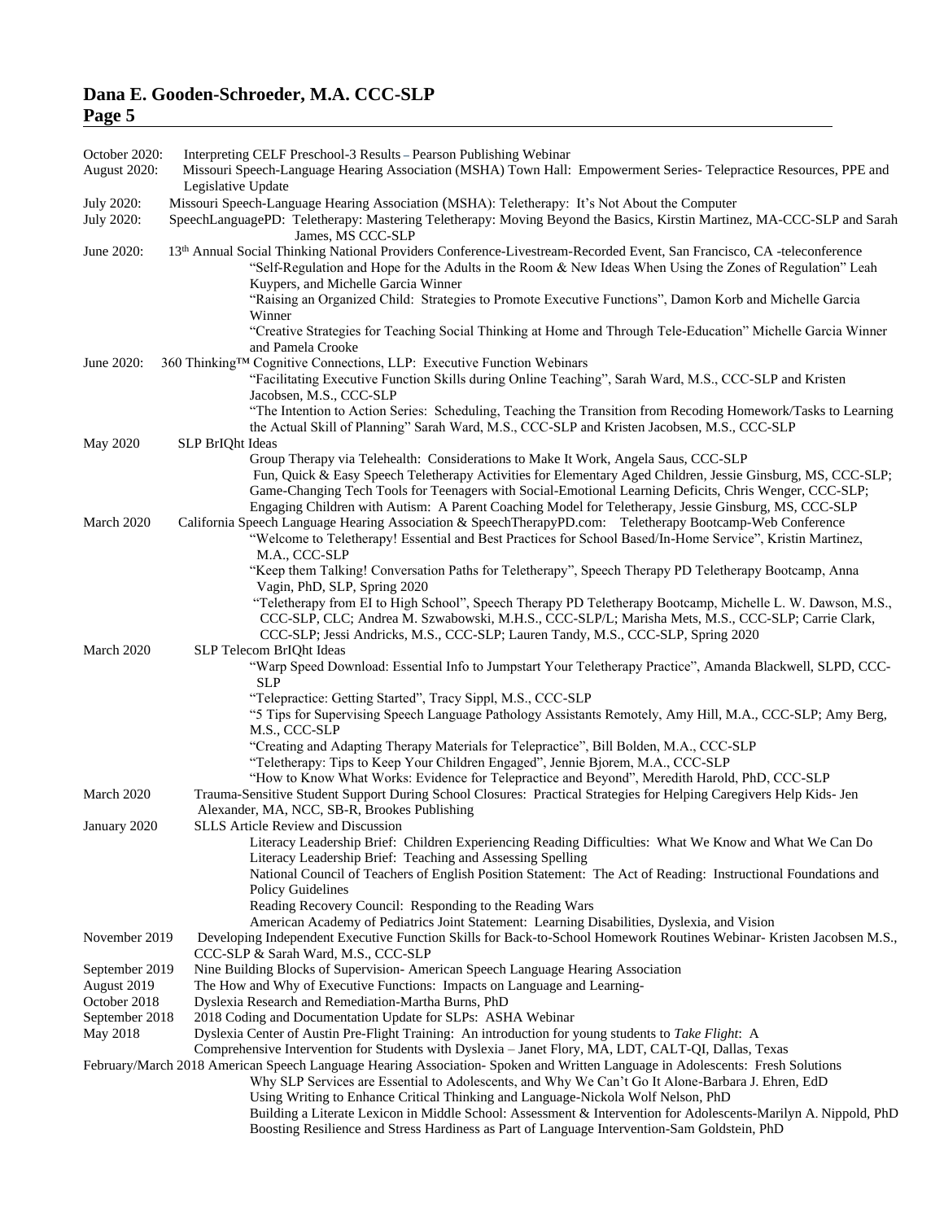October 2020: Interpreting CELF Preschool-3 Results – Pearson Publishing Webinar

August 2020: Missouri Speech-Language Hearing Association (MSHA) Town Hall: Empowerment Series- Telepractice Resources, PPE and Legislative Update

July 2020: Missouri Speech-Language Hearing Association (MSHA): Teletherapy: It's Not About the Computer

July 2020: SpeechLanguagePD: Teletherapy: Mastering Teletherapy: Moving Beyond the Basics, Kirstin Martinez, MA-CCC-SLP and Sarah James, MS CCC-SLP

June 2020: 13th Annual Social Thinking National Providers Conference-Livestream-Recorded Event, San Francisco, CA -teleconference
- "Self-Regulation and Hope for the Adults in the Room & New Ideas When Using the Zones of Regulation" Leah Kuypers, and Michelle Garcia Winner
- "Raising an Organized Child: Strategies to Promote Executive Functions", Damon Korb and Michelle Garcia Winner
- "Creative Strategies for Teaching Social Thinking at Home and Through Tele-Education" Michelle Garcia Winner and Pamela Crooke

June 2020: 360 Thinking™ Cognitive Connections, LLP: Executive Function Webinars
- "Facilitating Executive Function Skills during Online Teaching", Sarah Ward, M.S., CCC-SLP and Kristen Jacobsen, M.S., CCC-SLP
- "The Intention to Action Series: Scheduling, Teaching the Transition from Recoding Homework/Tasks to Learning the Actual Skill of Planning" Sarah Ward, M.S., CCC-SLP and Kristen Jacobsen, M.S., CCC-SLP

May 2020 SLP BrIQht Ideas
- Group Therapy via Telehealth: Considerations to Make It Work, Angela Saus, CCC-SLP
- Fun, Quick & Easy Speech Teletherapy Activities for Elementary Aged Children, Jessie Ginsburg, MS, CCC-SLP;
- Game-Changing Tech Tools for Teenagers with Social-Emotional Learning Deficits, Chris Wenger, CCC-SLP;
- Engaging Children with Autism: A Parent Coaching Model for Teletherapy, Jessie Ginsburg, MS, CCC-SLP

March 2020 California Speech Language Hearing Association & SpeechTherapyPD.com: Teletherapy Bootcamp-Web Conference
- "Welcome to Teletherapy! Essential and Best Practices for School Based/In-Home Service", Kristin Martinez, M.A., CCC-SLP
- "Keep them Talking! Conversation Paths for Teletherapy", Speech Therapy PD Teletherapy Bootcamp, Anna Vagin, PhD, SLP, Spring 2020
- "Teletherapy from EI to High School", Speech Therapy PD Teletherapy Bootcamp, Michelle L. W. Dawson, M.S., CCC-SLP, CLC; Andrea M. Szwabowski, M.H.S., CCC-SLP/L; Marisha Mets, M.S., CCC-SLP; Carrie Clark, CCC-SLP; Jessi Andricks, M.S., CCC-SLP; Lauren Tandy, M.S., CCC-SLP, Spring 2020

March 2020 SLP Telecom BrIQht Ideas
- "Warp Speed Download: Essential Info to Jumpstart Your Teletherapy Practice", Amanda Blackwell, SLPD, CCC-SLP
- "Telepractice: Getting Started", Tracy Sippl, M.S., CCC-SLP
- "5 Tips for Supervising Speech Language Pathology Assistants Remotely, Amy Hill, M.A., CCC-SLP; Amy Berg, M.S., CCC-SLP
- "Creating and Adapting Therapy Materials for Telepractice", Bill Bolden, M.A., CCC-SLP
- "Teletherapy: Tips to Keep Your Children Engaged", Jennie Bjorem, M.A., CCC-SLP
- "How to Know What Works: Evidence for Telepractice and Beyond", Meredith Harold, PhD, CCC-SLP

March 2020 Trauma-Sensitive Student Support During School Closures: Practical Strategies for Helping Caregivers Help Kids- Jen Alexander, MA, NCC, SB-R, Brookes Publishing

January 2020 SLLS Article Review and Discussion
- Literacy Leadership Brief: Children Experiencing Reading Difficulties: What We Know and What We Can Do
- Literacy Leadership Brief: Teaching and Assessing Spelling
- National Council of Teachers of English Position Statement: The Act of Reading: Instructional Foundations and Policy Guidelines
- Reading Recovery Council: Responding to the Reading Wars
- American Academy of Pediatrics Joint Statement: Learning Disabilities, Dyslexia, and Vision

November 2019 Developing Independent Executive Function Skills for Back-to-School Homework Routines Webinar- Kristen Jacobsen M.S., CCC-SLP & Sarah Ward, M.S., CCC-SLP

September 2019 Nine Building Blocks of Supervision- American Speech Language Hearing Association

August 2019 The How and Why of Executive Functions: Impacts on Language and Learning-

October 2018 Dyslexia Research and Remediation-Martha Burns, PhD

September 2018 2018 Coding and Documentation Update for SLPs: ASHA Webinar

May 2018 Dyslexia Center of Austin Pre-Flight Training: An introduction for young students to *Take Flight*: A Comprehensive Intervention for Students with Dyslexia – Janet Flory, MA, LDT, CALT-QI, Dallas, Texas

February/March 2018 American Speech Language Hearing Association- Spoken and Written Language in Adolescents: Fresh Solutions
- Why SLP Services are Essential to Adolescents, and Why We Can't Go It Alone-Barbara J. Ehren, EdD
- Using Writing to Enhance Critical Thinking and Language-Nickola Wolf Nelson, PhD
- Building a Literate Lexicon in Middle School: Assessment & Intervention for Adolescents-Marilyn A. Nippold, PhD
- Boosting Resilience and Stress Hardiness as Part of Language Intervention-Sam Goldstein, PhD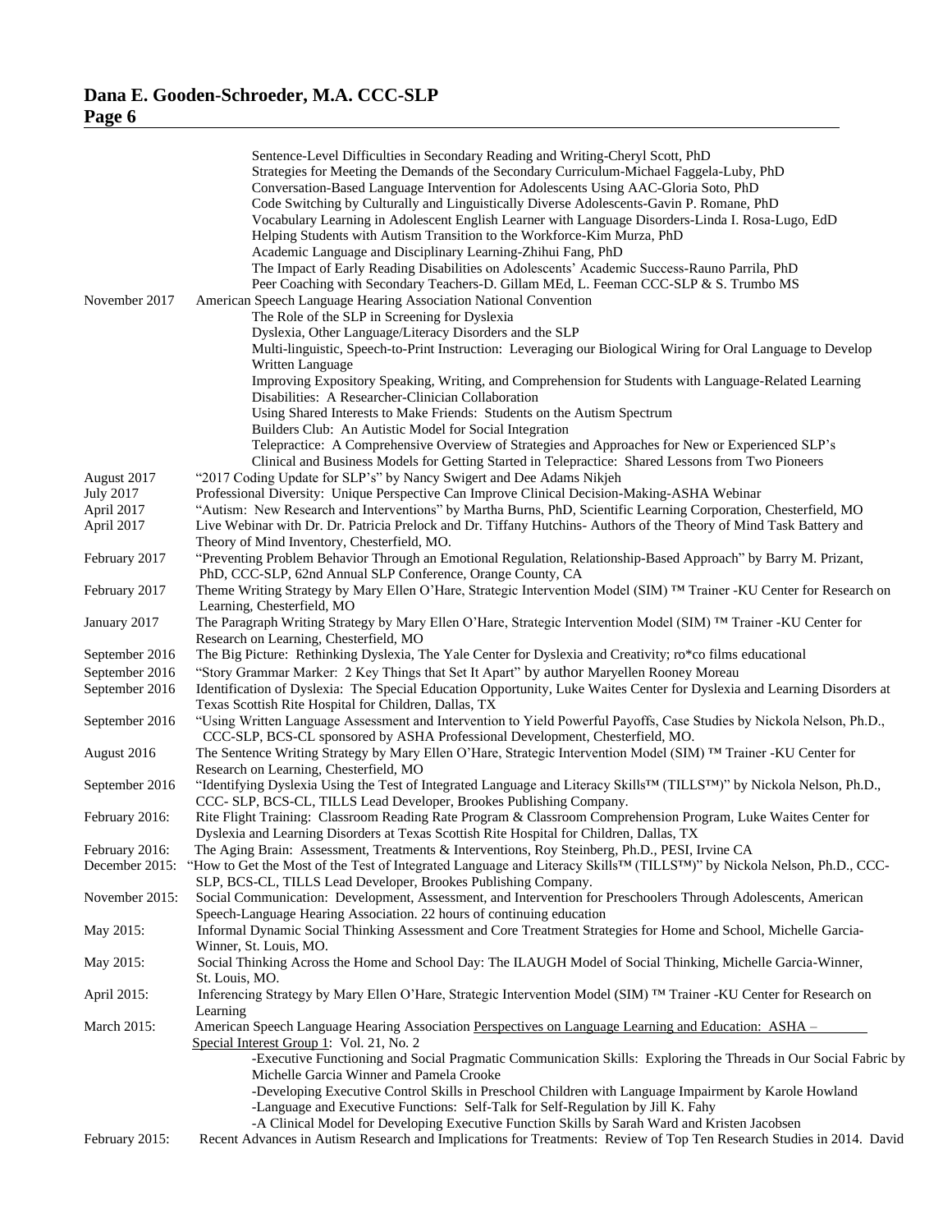Sentence-Level Difficulties in Secondary Reading and Writing-Cheryl Scott, PhD
Strategies for Meeting the Demands of the Secondary Curriculum-Michael Faggela-Luby, PhD
Conversation-Based Language Intervention for Adolescents Using AAC-Gloria Soto, PhD
Code Switching by Culturally and Linguistically Diverse Adolescents-Gavin P. Romane, PhD
Vocabulary Learning in Adolescent English Learner with Language Disorders-Linda I. Rosa-Lugo, EdD
Helping Students with Autism Transition to the Workforce-Kim Murza, PhD
Academic Language and Disciplinary Learning-Zhihui Fang, PhD
The Impact of Early Reading Disabilities on Adolescents' Academic Success-Rauno Parrila, PhD
Peer Coaching with Secondary Teachers-D. Gillam MEd, L. Feeman CCC-SLP & S. Trumbo MS

| | |
|---|---|
| November 2017 | American Speech Language Hearing Association National Convention<br>The Role of the SLP in Screening for Dyslexia<br>Dyslexia, Other Language/Literacy Disorders and the SLP<br>Multi-linguistic, Speech-to-Print Instruction: Leveraging our Biological Wiring for Oral Language to Develop Written Language<br>Improving Expository Speaking, Writing, and Comprehension for Students with Language-Related Learning Disabilities: A Researcher-Clinician Collaboration<br>Using Shared Interests to Make Friends: Students on the Autism Spectrum<br>Builders Club: An Autistic Model for Social Integration<br>Telepractice: A Comprehensive Overview of Strategies and Approaches for New or Experienced SLP's<br>Clinical and Business Models for Getting Started in Telepractice: Shared Lessons from Two Pioneers |
| August 2017 | "2017 Coding Update for SLP's" by Nancy Swigert and Dee Adams Nikjeh |
| July 2017 | Professional Diversity: Unique Perspective Can Improve Clinical Decision-Making-ASHA Webinar |
| April 2017 | "Autism: New Research and Interventions" by Martha Burns, PhD, Scientific Learning Corporation, Chesterfield, MO |
| April 2017 | Live Webinar with Dr. Dr. Patricia Prelock and Dr. Tiffany Hutchins- Authors of the Theory of Mind Task Battery and Theory of Mind Inventory, Chesterfield, MO. |
| February 2017 | "Preventing Problem Behavior Through an Emotional Regulation, Relationship-Based Approach" by Barry M. Prizant, PhD, CCC-SLP, 62nd Annual SLP Conference, Orange County, CA |
| February 2017 | Theme Writing Strategy by Mary Ellen O'Hare, Strategic Intervention Model (SIM) ™ Trainer -KU Center for Research on Learning, Chesterfield, MO |
| January 2017 | The Paragraph Writing Strategy by Mary Ellen O'Hare, Strategic Intervention Model (SIM) ™ Trainer -KU Center for Research on Learning, Chesterfield, MO |
| September 2016 | The Big Picture: Rethinking Dyslexia, The Yale Center for Dyslexia and Creativity; ro*co films educational |
| September 2016 | "Story Grammar Marker: 2 Key Things that Set It Apart" by author Maryellen Rooney Moreau |
| September 2016 | Identification of Dyslexia: The Special Education Opportunity, Luke Waites Center for Dyslexia and Learning Disorders at Texas Scottish Rite Hospital for Children, Dallas, TX |
| September 2016 | "Using Written Language Assessment and Intervention to Yield Powerful Payoffs, Case Studies by Nickola Nelson, Ph.D., CCC-SLP, BCS-CL sponsored by ASHA Professional Development, Chesterfield, MO. |
| August 2016 | The Sentence Writing Strategy by Mary Ellen O'Hare, Strategic Intervention Model (SIM) ™ Trainer -KU Center for Research on Learning, Chesterfield, MO |
| September 2016 | "Identifying Dyslexia Using the Test of Integrated Language and Literacy Skills™ (TILLS™)" by Nickola Nelson, Ph.D., CCC- SLP, BCS-CL, TILLS Lead Developer, Brookes Publishing Company. |
| February 2016: | Rite Flight Training: Classroom Reading Rate Program & Classroom Comprehension Program, Luke Waites Center for Dyslexia and Learning Disorders at Texas Scottish Rite Hospital for Children, Dallas, TX |
| February 2016: | The Aging Brain: Assessment, Treatments & Interventions, Roy Steinberg, Ph.D., PESI, Irvine CA |
| December 2015: | "How to Get the Most of the Test of Integrated Language and Literacy Skills™ (TILLS™)" by Nickola Nelson, Ph.D., CCC-SLP, BCS-CL, TILLS Lead Developer, Brookes Publishing Company. |
| November 2015: | Social Communication: Development, Assessment, and Intervention for Preschoolers Through Adolescents, American Speech-Language Hearing Association. 22 hours of continuing education |
| May 2015: | Informal Dynamic Social Thinking Assessment and Core Treatment Strategies for Home and School, Michelle Garcia-Winner, St. Louis, MO. |
| May 2015: | Social Thinking Across the Home and School Day: The ILAUGH Model of Social Thinking, Michelle Garcia-Winner, St. Louis, MO. |
| April 2015: | Inferencing Strategy by Mary Ellen O'Hare, Strategic Intervention Model (SIM) ™ Trainer -KU Center for Research on Learning |
| March 2015: | American Speech Language Hearing Association Perspectives on Language Learning and Education: ASHA – Special Interest Group 1: Vol. 21, No. 2<br>-Executive Functioning and Social Pragmatic Communication Skills: Exploring the Threads in Our Social Fabric by Michelle Garcia Winner and Pamela Crooke<br>-Developing Executive Control Skills in Preschool Children with Language Impairment by Karole Howland<br>-Language and Executive Functions: Self-Talk for Self-Regulation by Jill K. Fahy<br>-A Clinical Model for Developing Executive Function Skills by Sarah Ward and Kristen Jacobsen |
| February 2015: | Recent Advances in Autism Research and Implications for Treatments: Review of Top Ten Research Studies in 2014. David |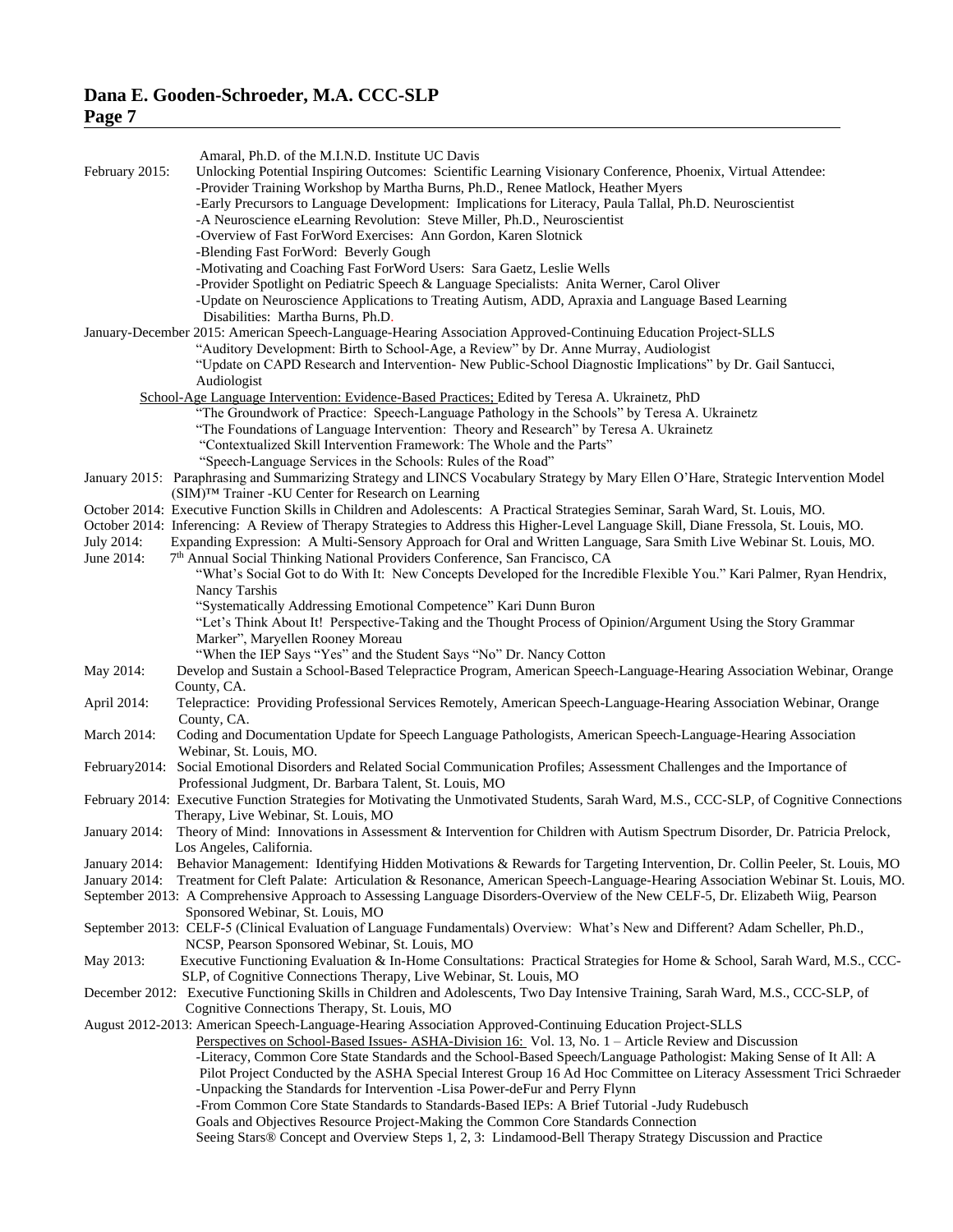Amaral, Ph.D. of the M.I.N.D. Institute UC Davis

February 2015: Unlocking Potential Inspiring Outcomes: Scientific Learning Visionary Conference, Phoenix, Virtual Attendee:
- -Provider Training Workshop by Martha Burns, Ph.D., Renee Matlock, Heather Myers
- -Early Precursors to Language Development: Implications for Literacy, Paula Tallal, Ph.D. Neuroscientist
- -A Neuroscience eLearning Revolution: Steve Miller, Ph.D., Neuroscientist
- -Overview of Fast ForWord Exercises: Ann Gordon, Karen Slotnick
- -Blending Fast ForWord: Beverly Gough
- -Motivating and Coaching Fast ForWord Users: Sara Gaetz, Leslie Wells
- -Provider Spotlight on Pediatric Speech & Language Specialists: Anita Werner, Carol Oliver
- -Update on Neuroscience Applications to Treating Autism, ADD, Apraxia and Language Based Learning Disabilities: Martha Burns, Ph.D.

January-December 2015: American Speech-Language-Hearing Association Approved-Continuing Education Project-SLLS
- "Auditory Development: Birth to School-Age, a Review" by Dr. Anne Murray, Audiologist
- "Update on CAPD Research and Intervention- New Public-School Diagnostic Implications" by Dr. Gail Santucci, Audiologist

<u>School-Age Language Intervention: Evidence-Based Practices;</u> Edited by Teresa A. Ukrainetz, PhD
- "The Groundwork of Practice: Speech-Language Pathology in the Schools" by Teresa A. Ukrainetz
- "The Foundations of Language Intervention: Theory and Research" by Teresa A. Ukrainetz
- "Contextualized Skill Intervention Framework: The Whole and the Parts"
- "Speech-Language Services in the Schools: Rules of the Road"

January 2015: Paraphrasing and Summarizing Strategy and LINCS Vocabulary Strategy by Mary Ellen O'Hare, Strategic Intervention Model (SIM)™ Trainer -KU Center for Research on Learning

October 2014: Executive Function Skills in Children and Adolescents: A Practical Strategies Seminar, Sarah Ward, St. Louis, MO.

October 2014: Inferencing: A Review of Therapy Strategies to Address this Higher-Level Language Skill, Diane Fressola, St. Louis, MO.

July 2014: Expanding Expression: A Multi-Sensory Approach for Oral and Written Language, Sara Smith Live Webinar St. Louis, MO.

June 2014: 7th Annual Social Thinking National Providers Conference, San Francisco, CA
- "What's Social Got to do With It: New Concepts Developed for the Incredible Flexible You." Kari Palmer, Ryan Hendrix, Nancy Tarshis
- "Systematically Addressing Emotional Competence" Kari Dunn Buron
- "Let's Think About It! Perspective-Taking and the Thought Process of Opinion/Argument Using the Story Grammar Marker", Maryellen Rooney Moreau
- "When the IEP Says "Yes" and the Student Says "No" Dr. Nancy Cotton

May 2014: Develop and Sustain a School-Based Telepractice Program, American Speech-Language-Hearing Association Webinar, Orange County, CA.

April 2014: Telepractice: Providing Professional Services Remotely, American Speech-Language-Hearing Association Webinar, Orange County, CA.

March 2014: Coding and Documentation Update for Speech Language Pathologists, American Speech-Language-Hearing Association Webinar, St. Louis, MO.

February2014: Social Emotional Disorders and Related Social Communication Profiles; Assessment Challenges and the Importance of Professional Judgment, Dr. Barbara Talent, St. Louis, MO

February 2014: Executive Function Strategies for Motivating the Unmotivated Students, Sarah Ward, M.S., CCC-SLP, of Cognitive Connections Therapy, Live Webinar, St. Louis, MO

January 2014: Theory of Mind: Innovations in Assessment & Intervention for Children with Autism Spectrum Disorder, Dr. Patricia Prelock, Los Angeles, California.

January 2014: Behavior Management: Identifying Hidden Motivations & Rewards for Targeting Intervention, Dr. Collin Peeler, St. Louis, MO

January 2014: Treatment for Cleft Palate: Articulation & Resonance, American Speech-Language-Hearing Association Webinar St. Louis, MO.

September 2013: A Comprehensive Approach to Assessing Language Disorders-Overview of the New CELF-5, Dr. Elizabeth Wiig, Pearson Sponsored Webinar, St. Louis, MO

September 2013: CELF-5 (Clinical Evaluation of Language Fundamentals) Overview: What's New and Different? Adam Scheller, Ph.D., NCSP, Pearson Sponsored Webinar, St. Louis, MO

May 2013: Executive Functioning Evaluation & In-Home Consultations: Practical Strategies for Home & School, Sarah Ward, M.S., CCC-SLP, of Cognitive Connections Therapy, Live Webinar, St. Louis, MO

December 2012: Executive Functioning Skills in Children and Adolescents, Two Day Intensive Training, Sarah Ward, M.S., CCC-SLP, of Cognitive Connections Therapy, St. Louis, MO

August 2012-2013: American Speech-Language-Hearing Association Approved-Continuing Education Project-SLLS

<u>Perspectives on School-Based Issues- ASHA-Division 16:</u> Vol. 13, No. 1 – Article Review and Discussion
- -Literacy, Common Core State Standards and the School-Based Speech/Language Pathologist: Making Sense of It All: A Pilot Project Conducted by the ASHA Special Interest Group 16 Ad Hoc Committee on Literacy Assessment Trici Schraeder
- -Unpacking the Standards for Intervention -Lisa Power-deFur and Perry Flynn
- -From Common Core State Standards to Standards-Based IEPs: A Brief Tutorial -Judy Rudebusch

Goals and Objectives Resource Project-Making the Common Core Standards Connection

Seeing Stars® Concept and Overview Steps 1, 2, 3: Lindamood-Bell Therapy Strategy Discussion and Practice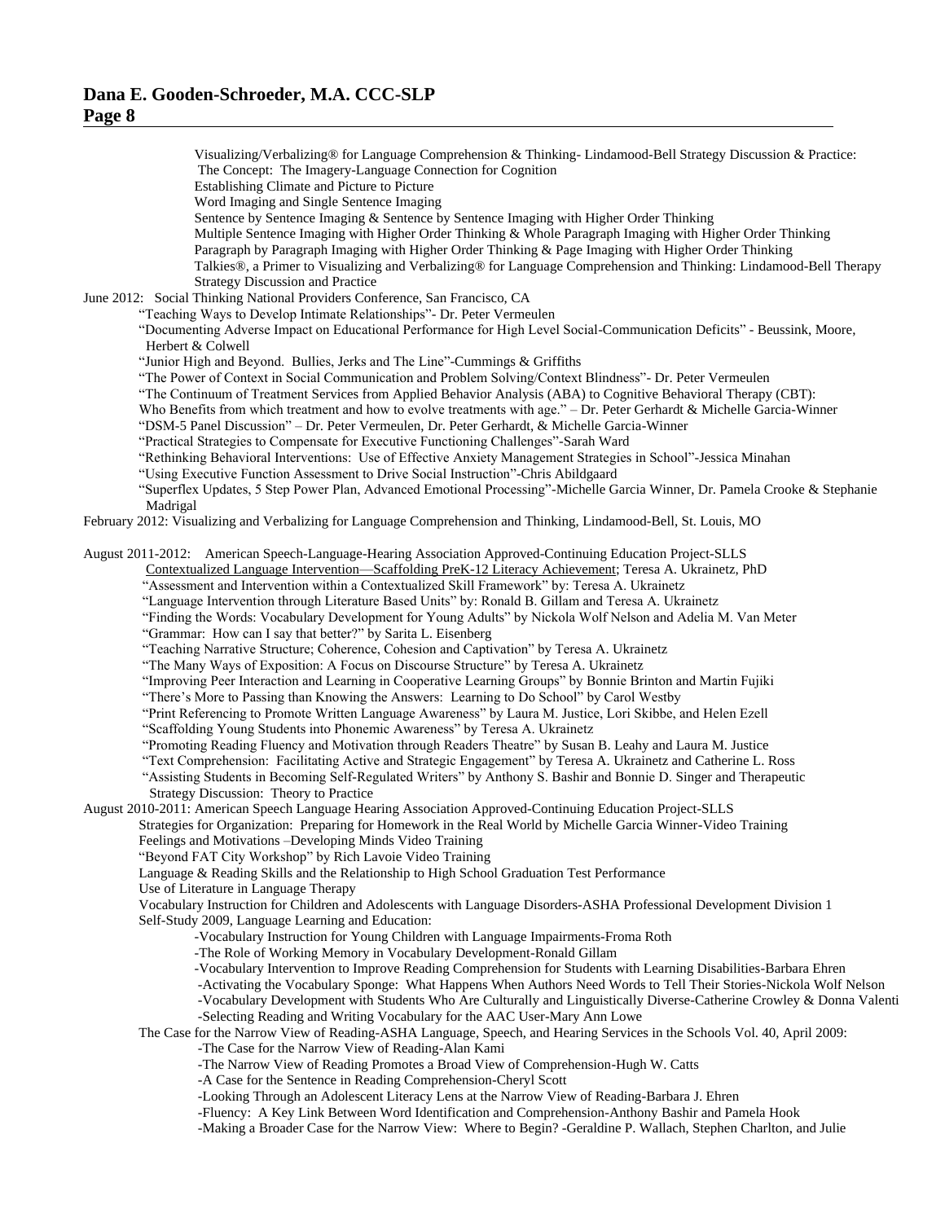Visualizing/Verbalizing® for Language Comprehension & Thinking- Lindamood-Bell Strategy Discussion & Practice:
The Concept: The Imagery-Language Connection for Cognition
Establishing Climate and Picture to Picture
Word Imaging and Single Sentence Imaging
Sentence by Sentence Imaging & Sentence by Sentence Imaging with Higher Order Thinking
Multiple Sentence Imaging with Higher Order Thinking & Whole Paragraph Imaging with Higher Order Thinking
Paragraph by Paragraph Imaging with Higher Order Thinking & Page Imaging with Higher Order Thinking
Talkies®, a Primer to Visualizing and Verbalizing® for Language Comprehension and Thinking: Lindamood-Bell Therapy Strategy Discussion and Practice

June 2012: Social Thinking National Providers Conference, San Francisco, CA
"Teaching Ways to Develop Intimate Relationships"- Dr. Peter Vermeulen
"Documenting Adverse Impact on Educational Performance for High Level Social-Communication Deficits" - Beussink, Moore, Herbert & Colwell
"Junior High and Beyond. Bullies, Jerks and The Line"-Cummings & Griffiths
"The Power of Context in Social Communication and Problem Solving/Context Blindness"- Dr. Peter Vermeulen
"The Continuum of Treatment Services from Applied Behavior Analysis (ABA) to Cognitive Behavioral Therapy (CBT): Who Benefits from which treatment and how to evolve treatments with age." – Dr. Peter Gerhardt & Michelle Garcia-Winner
"DSM-5 Panel Discussion" – Dr. Peter Vermeulen, Dr. Peter Gerhardt, & Michelle Garcia-Winner
"Practical Strategies to Compensate for Executive Functioning Challenges"-Sarah Ward
"Rethinking Behavioral Interventions: Use of Effective Anxiety Management Strategies in School"-Jessica Minahan
"Using Executive Function Assessment to Drive Social Instruction"-Chris Abildgaard
"Superflex Updates, 5 Step Power Plan, Advanced Emotional Processing"-Michelle Garcia Winner, Dr. Pamela Crooke & Stephanie Madrigal

February 2012: Visualizing and Verbalizing for Language Comprehension and Thinking, Lindamood-Bell, St. Louis, MO

August 2011-2012: American Speech-Language-Hearing Association Approved-Continuing Education Project-SLLS
Contextualized Language Intervention—Scaffolding PreK-12 Literacy Achievement; Teresa A. Ukrainetz, PhD
"Assessment and Intervention within a Contextualized Skill Framework" by: Teresa A. Ukrainetz
"Language Intervention through Literature Based Units" by: Ronald B. Gillam and Teresa A. Ukrainetz
"Finding the Words: Vocabulary Development for Young Adults" by Nickola Wolf Nelson and Adelia M. Van Meter
"Grammar: How can I say that better?" by Sarita L. Eisenberg
"Teaching Narrative Structure; Coherence, Cohesion and Captivation" by Teresa A. Ukrainetz
"The Many Ways of Exposition: A Focus on Discourse Structure" by Teresa A. Ukrainetz
"Improving Peer Interaction and Learning in Cooperative Learning Groups" by Bonnie Brinton and Martin Fujiki
"There's More to Passing than Knowing the Answers: Learning to Do School" by Carol Westby
"Print Referencing to Promote Written Language Awareness" by Laura M. Justice, Lori Skibbe, and Helen Ezell
"Scaffolding Young Students into Phonemic Awareness" by Teresa A. Ukrainetz
"Promoting Reading Fluency and Motivation through Readers Theatre" by Susan B. Leahy and Laura M. Justice
"Text Comprehension: Facilitating Active and Strategic Engagement" by Teresa A. Ukrainetz and Catherine L. Ross
"Assisting Students in Becoming Self-Regulated Writers" by Anthony S. Bashir and Bonnie D. Singer and Therapeutic Strategy Discussion: Theory to Practice

August 2010-2011: American Speech Language Hearing Association Approved-Continuing Education Project-SLLS
Strategies for Organization: Preparing for Homework in the Real World by Michelle Garcia Winner-Video Training
Feelings and Motivations –Developing Minds Video Training
"Beyond FAT City Workshop" by Rich Lavoie Video Training
Language & Reading Skills and the Relationship to High School Graduation Test Performance
Use of Literature in Language Therapy
Vocabulary Instruction for Children and Adolescents with Language Disorders-ASHA Professional Development Division 1
Self-Study 2009, Language Learning and Education:
- -Vocabulary Instruction for Young Children with Language Impairments-Froma Roth
- -The Role of Working Memory in Vocabulary Development-Ronald Gillam
- -Vocabulary Intervention to Improve Reading Comprehension for Students with Learning Disabilities-Barbara Ehren
- -Activating the Vocabulary Sponge: What Happens When Authors Need Words to Tell Their Stories-Nickola Wolf Nelson
- -Vocabulary Development with Students Who Are Culturally and Linguistically Diverse-Catherine Crowley & Donna Valenti
- -Selecting Reading and Writing Vocabulary for the AAC User-Mary Ann Lowe

The Case for the Narrow View of Reading-ASHA Language, Speech, and Hearing Services in the Schools Vol. 40, April 2009:
- -The Case for the Narrow View of Reading-Alan Kami
- -The Narrow View of Reading Promotes a Broad View of Comprehension-Hugh W. Catts
- -A Case for the Sentence in Reading Comprehension-Cheryl Scott
- -Looking Through an Adolescent Literacy Lens at the Narrow View of Reading-Barbara J. Ehren
- -Fluency: A Key Link Between Word Identification and Comprehension-Anthony Bashir and Pamela Hook
- -Making a Broader Case for the Narrow View: Where to Begin? -Geraldine P. Wallach, Stephen Charlton, and Julie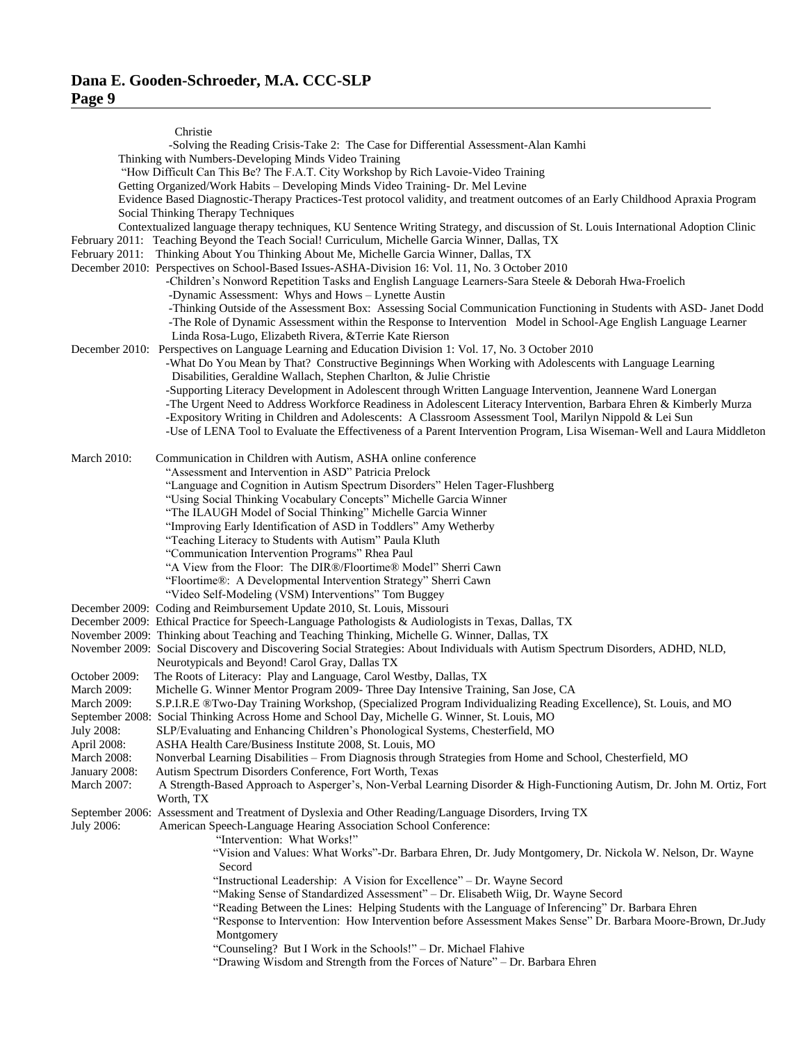Christie

-Solving the Reading Crisis-Take 2: The Case for Differential Assessment-Alan Kamhi

Thinking with Numbers-Developing Minds Video Training

"How Difficult Can This Be? The F.A.T. City Workshop by Rich Lavoie-Video Training

Getting Organized/Work Habits – Developing Minds Video Training- Dr. Mel Levine

Evidence Based Diagnostic-Therapy Practices-Test protocol validity, and treatment outcomes of an Early Childhood Apraxia Program

Social Thinking Therapy Techniques

Contextualized language therapy techniques, KU Sentence Writing Strategy, and discussion of St. Louis International Adoption Clinic

February 2011: Teaching Beyond the Teach Social! Curriculum, Michelle Garcia Winner, Dallas, TX

February 2011: Thinking About You Thinking About Me, Michelle Garcia Winner, Dallas, TX

December 2010: Perspectives on School-Based Issues-ASHA-Division 16: Vol. 11, No. 3 October 2010

- -Children's Nonword Repetition Tasks and English Language Learners-Sara Steele & Deborah Hwa-Froelich
- -Dynamic Assessment: Whys and Hows – Lynette Austin
- -Thinking Outside of the Assessment Box: Assessing Social Communication Functioning in Students with ASD- Janet Dodd
- -The Role of Dynamic Assessment within the Response to Intervention Model in School-Age English Language Learner Linda Rosa-Lugo, Elizabeth Rivera, &Terrie Kate Rierson

December 2010: Perspectives on Language Learning and Education Division 1: Vol. 17, No. 3 October 2010

- -What Do You Mean by That? Constructive Beginnings When Working with Adolescents with Language Learning Disabilities, Geraldine Wallach, Stephen Charlton, & Julie Christie
- -Supporting Literacy Development in Adolescent through Written Language Intervention, Jeannene Ward Lonergan
- -The Urgent Need to Address Workforce Readiness in Adolescent Literacy Intervention, Barbara Ehren & Kimberly Murza
- -Expository Writing in Children and Adolescents: A Classroom Assessment Tool, Marilyn Nippold & Lei Sun
- -Use of LENA Tool to Evaluate the Effectiveness of a Parent Intervention Program, Lisa Wiseman-Well and Laura Middleton

March 2010: Communication in Children with Autism, ASHA online conference

- "Assessment and Intervention in ASD" Patricia Prelock
- "Language and Cognition in Autism Spectrum Disorders" Helen Tager-Flushberg
- "Using Social Thinking Vocabulary Concepts" Michelle Garcia Winner
- "The ILAUGH Model of Social Thinking" Michelle Garcia Winner
- "Improving Early Identification of ASD in Toddlers" Amy Wetherby
- "Teaching Literacy to Students with Autism" Paula Kluth
- "Communication Intervention Programs" Rhea Paul
- "A View from the Floor: The DIR®/Floortime® Model" Sherri Cawn
- "Floortime®: A Developmental Intervention Strategy" Sherri Cawn
- "Video Self-Modeling (VSM) Interventions" Tom Buggey

December 2009: Coding and Reimbursement Update 2010, St. Louis, Missouri

December 2009: Ethical Practice for Speech-Language Pathologists & Audiologists in Texas, Dallas, TX

November 2009: Thinking about Teaching and Teaching Thinking, Michelle G. Winner, Dallas, TX

November 2009: Social Discovery and Discovering Social Strategies: About Individuals with Autism Spectrum Disorders, ADHD, NLD, Neurotypicals and Beyond! Carol Gray, Dallas TX

October 2009: The Roots of Literacy: Play and Language, Carol Westby, Dallas, TX

March 2009: Michelle G. Winner Mentor Program 2009- Three Day Intensive Training, San Jose, CA

March 2009: S.P.I.R.E ®Two-Day Training Workshop, (Specialized Program Individualizing Reading Excellence), St. Louis, and MO

September 2008: Social Thinking Across Home and School Day, Michelle G. Winner, St. Louis, MO

July 2008: SLP/Evaluating and Enhancing Children's Phonological Systems, Chesterfield, MO

April 2008: ASHA Health Care/Business Institute 2008, St. Louis, MO

March 2008: Nonverbal Learning Disabilities – From Diagnosis through Strategies from Home and School, Chesterfield, MO

January 2008: Autism Spectrum Disorders Conference, Fort Worth, Texas

March 2007: A Strength-Based Approach to Asperger's, Non-Verbal Learning Disorder & High-Functioning Autism, Dr. John M. Ortiz, Fort Worth, TX

September 2006: Assessment and Treatment of Dyslexia and Other Reading/Language Disorders, Irving TX

July 2006: American Speech-Language Hearing Association School Conference:

- "Intervention: What Works!"
- "Vision and Values: What Works"-Dr. Barbara Ehren, Dr. Judy Montgomery, Dr. Nickola W. Nelson, Dr. Wayne Secord
- "Instructional Leadership: A Vision for Excellence" – Dr. Wayne Secord
- "Making Sense of Standardized Assessment" – Dr. Elisabeth Wiig, Dr. Wayne Secord
- "Reading Between the Lines: Helping Students with the Language of Inferencing" Dr. Barbara Ehren
- "Response to Intervention: How Intervention before Assessment Makes Sense" Dr. Barbara Moore-Brown, Dr.Judy Montgomery
- "Counseling? But I Work in the Schools!" – Dr. Michael Flahive
- "Drawing Wisdom and Strength from the Forces of Nature" – Dr. Barbara Ehren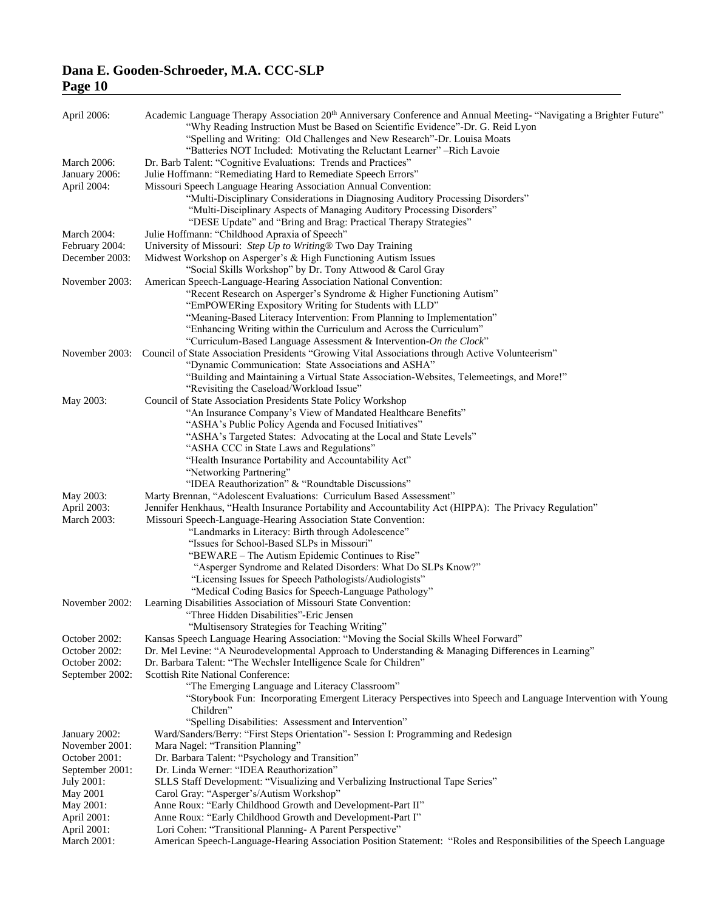| | |
|---|---|
| April 2006: | Academic Language Therapy Association 20th Anniversary Conference and Annual Meeting- "Navigating a Brighter Future"<br>"Why Reading Instruction Must be Based on Scientific Evidence"-Dr. G. Reid Lyon<br>"Spelling and Writing: Old Challenges and New Research"-Dr. Louisa Moats<br>"Batteries NOT Included: Motivating the Reluctant Learner" –Rich Lavoie |
| March 2006: | Dr. Barb Talent: "Cognitive Evaluations: Trends and Practices" |
| January 2006: | Julie Hoffmann: "Remediating Hard to Remediate Speech Errors" |
| April 2004: | Missouri Speech Language Hearing Association Annual Convention:<br>"Multi-Disciplinary Considerations in Diagnosing Auditory Processing Disorders"<br>"Multi-Disciplinary Aspects of Managing Auditory Processing Disorders"<br>"DESE Update" and "Bring and Brag: Practical Therapy Strategies" |
| March 2004: | Julie Hoffmann: "Childhood Apraxia of Speech" |
| February 2004: | University of Missouri: *Step Up to Writing*® Two Day Training |
| December 2003: | Midwest Workshop on Asperger's & High Functioning Autism Issues<br>"Social Skills Workshop" by Dr. Tony Attwood & Carol Gray |
| November 2003: | American Speech-Language-Hearing Association National Convention:<br>"Recent Research on Asperger's Syndrome & Higher Functioning Autism"<br>"EmPOWERing Expository Writing for Students with LLD"<br>"Meaning-Based Literacy Intervention: From Planning to Implementation"<br>"Enhancing Writing within the Curriculum and Across the Curriculum"<br>"Curriculum-Based Language Assessment & Intervention-*On the Clock*" |
| November 2003: | Council of State Association Presidents "Growing Vital Associations through Active Volunteerism"<br>"Dynamic Communication: State Associations and ASHA"<br>"Building and Maintaining a Virtual State Association-Websites, Telemeetings, and More!"<br>"Revisiting the Caseload/Workload Issue" |
| May 2003: | Council of State Association Presidents State Policy Workshop<br>"An Insurance Company's View of Mandated Healthcare Benefits"<br>"ASHA's Public Policy Agenda and Focused Initiatives"<br>"ASHA's Targeted States: Advocating at the Local and State Levels"<br>"ASHA CCC in State Laws and Regulations"<br>"Health Insurance Portability and Accountability Act"<br>"Networking Partnering"<br>"IDEA Reauthorization" & "Roundtable Discussions" |
| May 2003: | Marty Brennan, "Adolescent Evaluations: Curriculum Based Assessment" |
| April 2003: | Jennifer Henkhaus, "Health Insurance Portability and Accountability Act (HIPPA): The Privacy Regulation" |
| March 2003: | Missouri Speech-Language-Hearing Association State Convention:<br>"Landmarks in Literacy: Birth through Adolescence"<br>"Issues for School-Based SLPs in Missouri"<br>"BEWARE – The Autism Epidemic Continues to Rise"<br>"Asperger Syndrome and Related Disorders: What Do SLPs Know?"<br>"Licensing Issues for Speech Pathologists/Audiologists"<br>"Medical Coding Basics for Speech-Language Pathology" |
| November 2002: | Learning Disabilities Association of Missouri State Convention:<br>"Three Hidden Disabilities"-Eric Jensen<br>"Multisensory Strategies for Teaching Writing" |
| October 2002: | Kansas Speech Language Hearing Association: "Moving the Social Skills Wheel Forward" |
| October 2002: | Dr. Mel Levine: "A Neurodevelopmental Approach to Understanding & Managing Differences in Learning" |
| October 2002: | Dr. Barbara Talent: "The Wechsler Intelligence Scale for Children" |
| September 2002: | Scottish Rite National Conference:<br>"The Emerging Language and Literacy Classroom"<br>"Storybook Fun: Incorporating Emergent Literacy Perspectives into Speech and Language Intervention with Young Children"<br>"Spelling Disabilities: Assessment and Intervention" |
| January 2002: | Ward/Sanders/Berry: "First Steps Orientation"- Session I: Programming and Redesign |
| November 2001: | Mara Nagel: "Transition Planning" |
| October 2001: | Dr. Barbara Talent: "Psychology and Transition" |
| September 2001: | Dr. Linda Werner: "IDEA Reauthorization" |
| July 2001: | SLLS Staff Development: "Visualizing and Verbalizing Instructional Tape Series" |
| May 2001 | Carol Gray: "Asperger's/Autism Workshop" |
| May 2001: | Anne Roux: "Early Childhood Growth and Development-Part II" |
| April 2001: | Anne Roux: "Early Childhood Growth and Development-Part I" |
| April 2001: | Lori Cohen: "Transitional Planning- A Parent Perspective" |
| March 2001: | American Speech-Language-Hearing Association Position Statement: "Roles and Responsibilities of the Speech Language |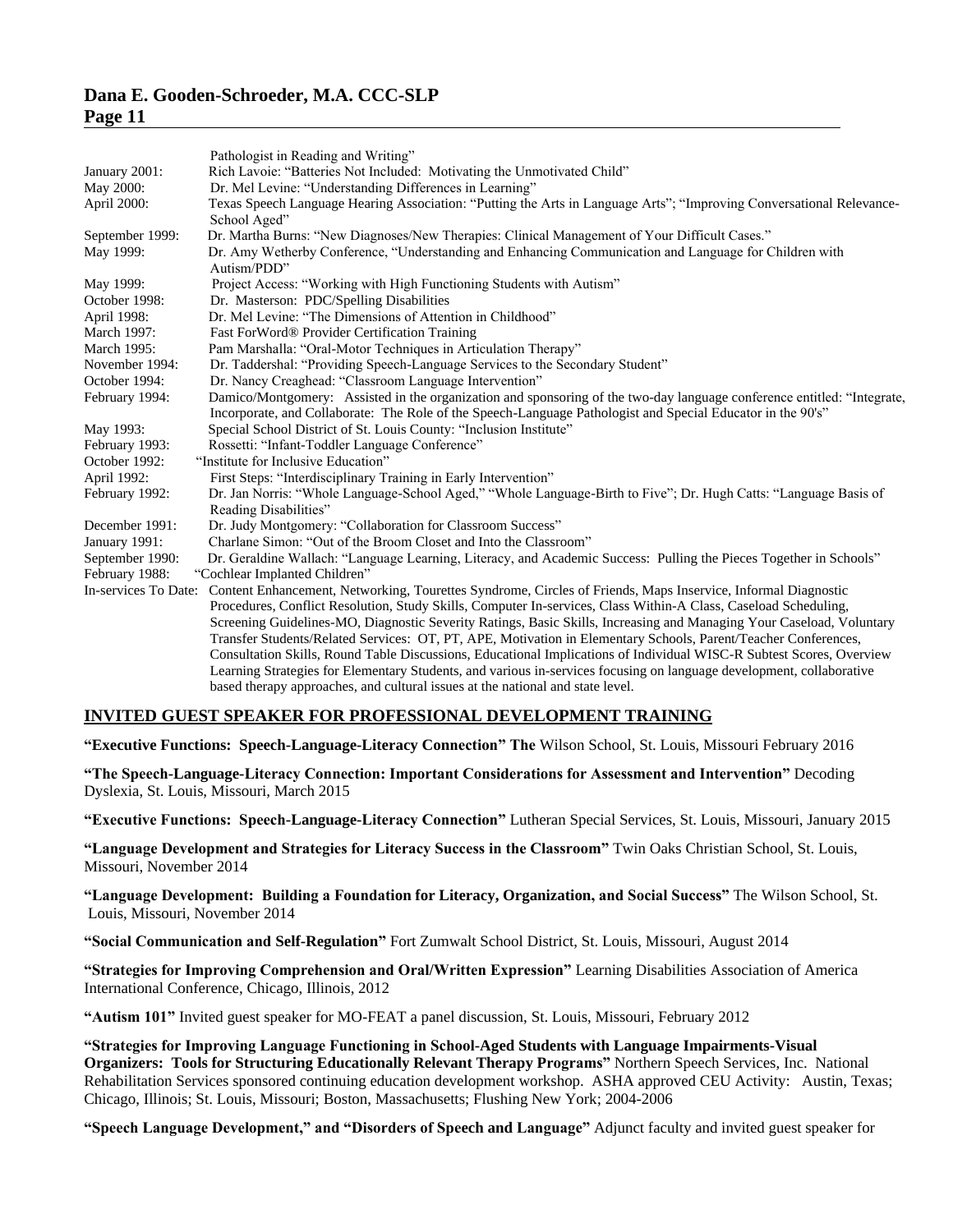| | |
|---|---|
| | Pathologist in Reading and Writing" |
| January 2001: | Rich Lavoie: "Batteries Not Included: Motivating the Unmotivated Child" |
| May 2000: | Dr. Mel Levine: "Understanding Differences in Learning" |
| April 2000: | Texas Speech Language Hearing Association: "Putting the Arts in Language Arts"; "Improving Conversational Relevance-School Aged" |
| September 1999: | Dr. Martha Burns: "New Diagnoses/New Therapies: Clinical Management of Your Difficult Cases." |
| May 1999: | Dr. Amy Wetherby Conference, "Understanding and Enhancing Communication and Language for Children with Autism/PDD" |
| May 1999: | Project Access: "Working with High Functioning Students with Autism" |
| October 1998: | Dr. Masterson: PDC/Spelling Disabilities |
| April 1998: | Dr. Mel Levine: "The Dimensions of Attention in Childhood" |
| March 1997: | Fast ForWord® Provider Certification Training |
| March 1995: | Pam Marshalla: "Oral-Motor Techniques in Articulation Therapy" |
| November 1994: | Dr. Taddershal: "Providing Speech-Language Services to the Secondary Student" |
| October 1994: | Dr. Nancy Creaghead: "Classroom Language Intervention" |
| February 1994: | Damico/Montgomery: Assisted in the organization and sponsoring of the two-day language conference entitled: "Integrate, Incorporate, and Collaborate: The Role of the Speech-Language Pathologist and Special Educator in the 90's" |
| May 1993: | Special School District of St. Louis County: "Inclusion Institute" |
| February 1993: | Rossetti: "Infant-Toddler Language Conference" |
| October 1992: | "Institute for Inclusive Education" |
| April 1992: | First Steps: "Interdisciplinary Training in Early Intervention" |
| February 1992: | Dr. Jan Norris: "Whole Language-School Aged," "Whole Language-Birth to Five"; Dr. Hugh Catts: "Language Basis of Reading Disabilities" |
| December 1991: | Dr. Judy Montgomery: "Collaboration for Classroom Success" |
| January 1991: | Charlane Simon: "Out of the Broom Closet and Into the Classroom" |
| September 1990: | Dr. Geraldine Wallach: "Language Learning, Literacy, and Academic Success: Pulling the Pieces Together in Schools" |
| February 1988: | "Cochlear Implanted Children" |
| In-services To Date: | Content Enhancement, Networking, Tourettes Syndrome, Circles of Friends, Maps Inservice, Informal Diagnostic Procedures, Conflict Resolution, Study Skills, Computer In-services, Class Within-A Class, Caseload Scheduling, Screening Guidelines-MO, Diagnostic Severity Ratings, Basic Skills, Increasing and Managing Your Caseload, Voluntary Transfer Students/Related Services: OT, PT, APE, Motivation in Elementary Schools, Parent/Teacher Conferences, Consultation Skills, Round Table Discussions, Educational Implications of Individual WISC-R Subtest Scores, Overview Learning Strategies for Elementary Students, and various in-services focusing on language development, collaborative based therapy approaches, and cultural issues at the national and state level. |

## INVITED GUEST SPEAKER FOR PROFESSIONAL DEVELOPMENT TRAINING

**"Executive Functions: Speech-Language-Literacy Connection" The** Wilson School, St. Louis, Missouri February 2016

**"The Speech-Language-Literacy Connection: Important Considerations for Assessment and Intervention"** Decoding Dyslexia, St. Louis, Missouri, March 2015

**"Executive Functions: Speech-Language-Literacy Connection"** Lutheran Special Services, St. Louis, Missouri, January 2015

**"Language Development and Strategies for Literacy Success in the Classroom"** Twin Oaks Christian School, St. Louis, Missouri, November 2014

**"Language Development: Building a Foundation for Literacy, Organization, and Social Success"** The Wilson School, St. Louis, Missouri, November 2014

**"Social Communication and Self-Regulation"** Fort Zumwalt School District, St. Louis, Missouri, August 2014

**"Strategies for Improving Comprehension and Oral/Written Expression"** Learning Disabilities Association of America International Conference, Chicago, Illinois, 2012

**"Autism 101"** Invited guest speaker for MO-FEAT a panel discussion, St. Louis, Missouri, February 2012

**"Strategies for Improving Language Functioning in School-Aged Students with Language Impairments-Visual Organizers: Tools for Structuring Educationally Relevant Therapy Programs"** Northern Speech Services, Inc. National Rehabilitation Services sponsored continuing education development workshop. ASHA approved CEU Activity: Austin, Texas; Chicago, Illinois; St. Louis, Missouri; Boston, Massachusetts; Flushing New York; 2004-2006

**"Speech Language Development," and "Disorders of Speech and Language"** Adjunct faculty and invited guest speaker for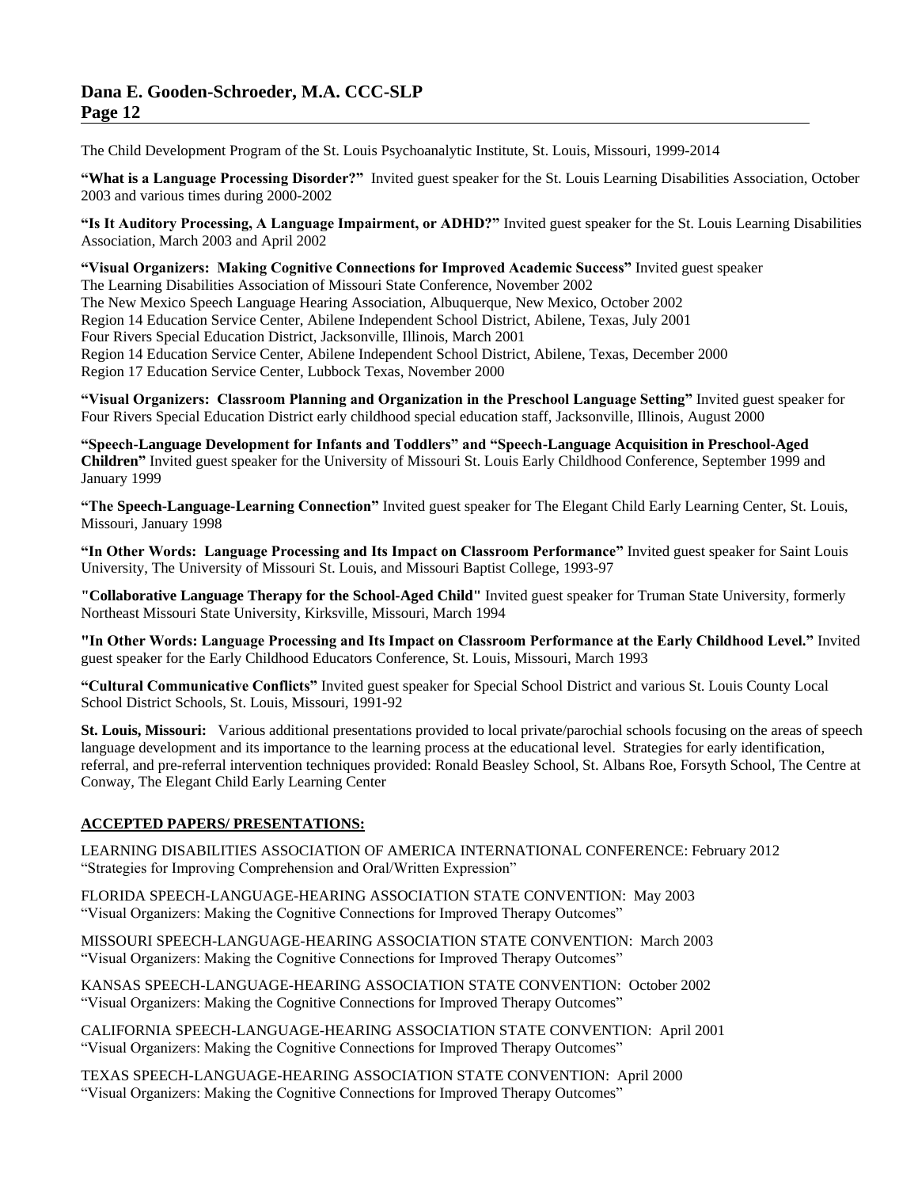The Child Development Program of the St. Louis Psychoanalytic Institute, St. Louis, Missouri, 1999-2014

**"What is a Language Processing Disorder?"** Invited guest speaker for the St. Louis Learning Disabilities Association, October 2003 and various times during 2000-2002

**"Is It Auditory Processing, A Language Impairment, or ADHD?"** Invited guest speaker for the St. Louis Learning Disabilities Association, March 2003 and April 2002

**"Visual Organizers: Making Cognitive Connections for Improved Academic Success"** Invited guest speaker
The Learning Disabilities Association of Missouri State Conference, November 2002
The New Mexico Speech Language Hearing Association, Albuquerque, New Mexico, October 2002
Region 14 Education Service Center, Abilene Independent School District, Abilene, Texas, July 2001
Four Rivers Special Education District, Jacksonville, Illinois, March 2001
Region 14 Education Service Center, Abilene Independent School District, Abilene, Texas, December 2000
Region 17 Education Service Center, Lubbock Texas, November 2000

**"Visual Organizers: Classroom Planning and Organization in the Preschool Language Setting"** Invited guest speaker for Four Rivers Special Education District early childhood special education staff, Jacksonville, Illinois, August 2000

**"Speech-Language Development for Infants and Toddlers" and "Speech-Language Acquisition in Preschool-Aged Children"** Invited guest speaker for the University of Missouri St. Louis Early Childhood Conference, September 1999 and January 1999

**"The Speech-Language-Learning Connection"** Invited guest speaker for The Elegant Child Early Learning Center, St. Louis, Missouri, January 1998

**"In Other Words: Language Processing and Its Impact on Classroom Performance"** Invited guest speaker for Saint Louis University, The University of Missouri St. Louis, and Missouri Baptist College, 1993-97

**"Collaborative Language Therapy for the School-Aged Child"** Invited guest speaker for Truman State University, formerly Northeast Missouri State University, Kirksville, Missouri, March 1994

**"In Other Words: Language Processing and Its Impact on Classroom Performance at the Early Childhood Level."** Invited guest speaker for the Early Childhood Educators Conference, St. Louis, Missouri, March 1993

**"Cultural Communicative Conflicts"** Invited guest speaker for Special School District and various St. Louis County Local School District Schools, St. Louis, Missouri, 1991-92

**St. Louis, Missouri:** Various additional presentations provided to local private/parochial schools focusing on the areas of speech language development and its importance to the learning process at the educational level. Strategies for early identification, referral, and pre-referral intervention techniques provided: Ronald Beasley School, St. Albans Roe, Forsyth School, The Centre at Conway, The Elegant Child Early Learning Center

## ACCEPTED PAPERS/ PRESENTATIONS:

LEARNING DISABILITIES ASSOCIATION OF AMERICA INTERNATIONAL CONFERENCE: February 2012
"Strategies for Improving Comprehension and Oral/Written Expression"

FLORIDA SPEECH-LANGUAGE-HEARING ASSOCIATION STATE CONVENTION: May 2003
"Visual Organizers: Making the Cognitive Connections for Improved Therapy Outcomes"

MISSOURI SPEECH-LANGUAGE-HEARING ASSOCIATION STATE CONVENTION: March 2003
"Visual Organizers: Making the Cognitive Connections for Improved Therapy Outcomes"

KANSAS SPEECH-LANGUAGE-HEARING ASSOCIATION STATE CONVENTION: October 2002
"Visual Organizers: Making the Cognitive Connections for Improved Therapy Outcomes"

CALIFORNIA SPEECH-LANGUAGE-HEARING ASSOCIATION STATE CONVENTION: April 2001
"Visual Organizers: Making the Cognitive Connections for Improved Therapy Outcomes"

TEXAS SPEECH-LANGUAGE-HEARING ASSOCIATION STATE CONVENTION: April 2000
"Visual Organizers: Making the Cognitive Connections for Improved Therapy Outcomes"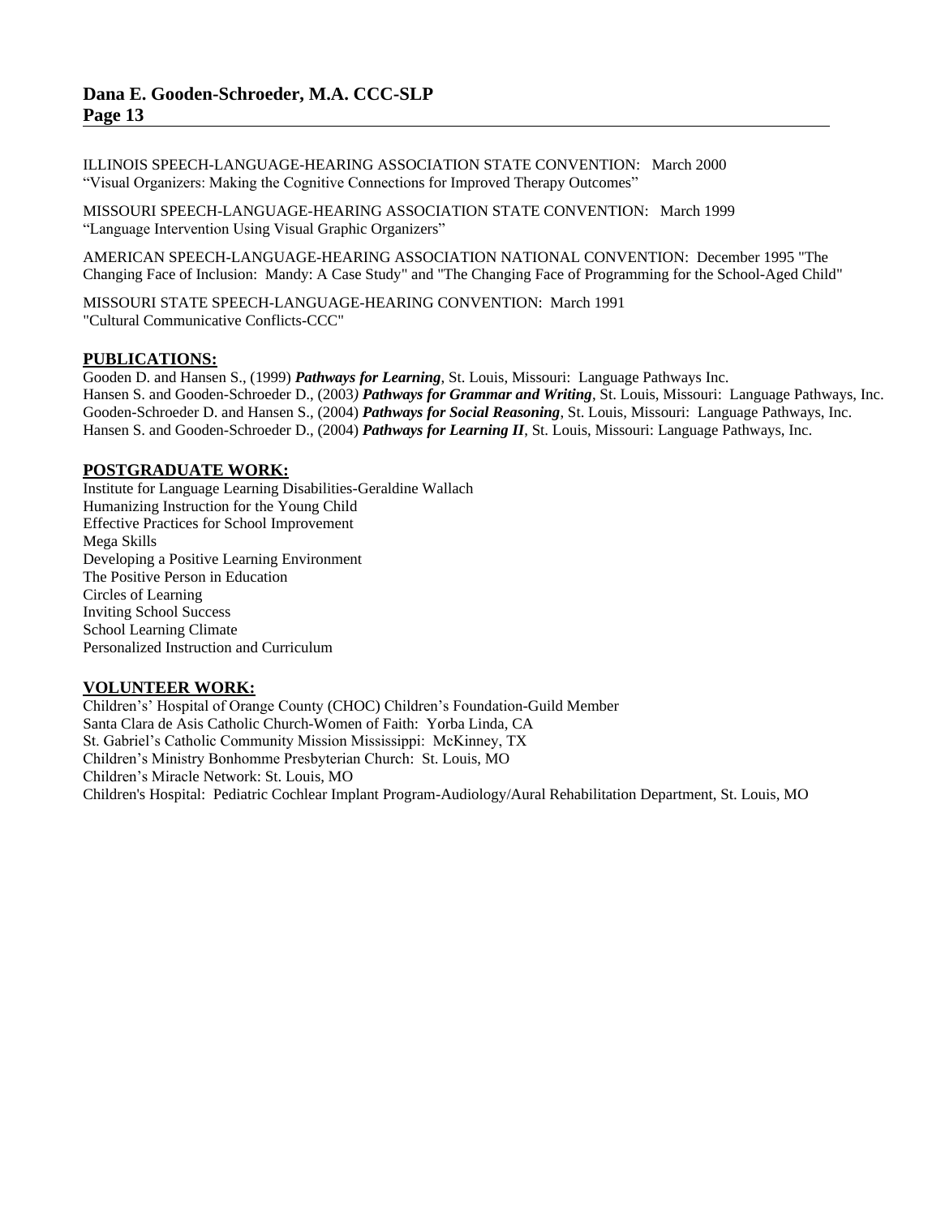ILLINOIS SPEECH-LANGUAGE-HEARING ASSOCIATION STATE CONVENTION: March 2000
"Visual Organizers: Making the Cognitive Connections for Improved Therapy Outcomes"

MISSOURI SPEECH-LANGUAGE-HEARING ASSOCIATION STATE CONVENTION: March 1999
"Language Intervention Using Visual Graphic Organizers"

AMERICAN SPEECH-LANGUAGE-HEARING ASSOCIATION NATIONAL CONVENTION: December 1995 "The Changing Face of Inclusion: Mandy: A Case Study" and "The Changing Face of Programming for the School-Aged Child"

MISSOURI STATE SPEECH-LANGUAGE-HEARING CONVENTION: March 1991
"Cultural Communicative Conflicts-CCC"

## PUBLICATIONS:

Gooden D. and Hansen S., (1999) ***Pathways for Learning***, St. Louis, Missouri: Language Pathways Inc.
Hansen S. and Gooden-Schroeder D., (2003*)* ***Pathways for Grammar and Writing***, St. Louis, Missouri: Language Pathways, Inc.
Gooden-Schroeder D. and Hansen S., (2004) ***Pathways for Social Reasoning***, St. Louis, Missouri: Language Pathways, Inc.
Hansen S. and Gooden-Schroeder D., (2004) ***Pathways for Learning II***, St. Louis, Missouri: Language Pathways, Inc.

## POSTGRADUATE WORK:

Institute for Language Learning Disabilities-Geraldine Wallach
Humanizing Instruction for the Young Child
Effective Practices for School Improvement
Mega Skills
Developing a Positive Learning Environment
The Positive Person in Education
Circles of Learning
Inviting School Success
School Learning Climate
Personalized Instruction and Curriculum

## VOLUNTEER WORK:

Children's' Hospital of Orange County (CHOC) Children's Foundation-Guild Member
Santa Clara de Asis Catholic Church-Women of Faith: Yorba Linda, CA
St. Gabriel's Catholic Community Mission Mississippi: McKinney, TX
Children's Ministry Bonhomme Presbyterian Church: St. Louis, MO
Children's Miracle Network: St. Louis, MO
Children's Hospital: Pediatric Cochlear Implant Program-Audiology/Aural Rehabilitation Department, St. Louis, MO